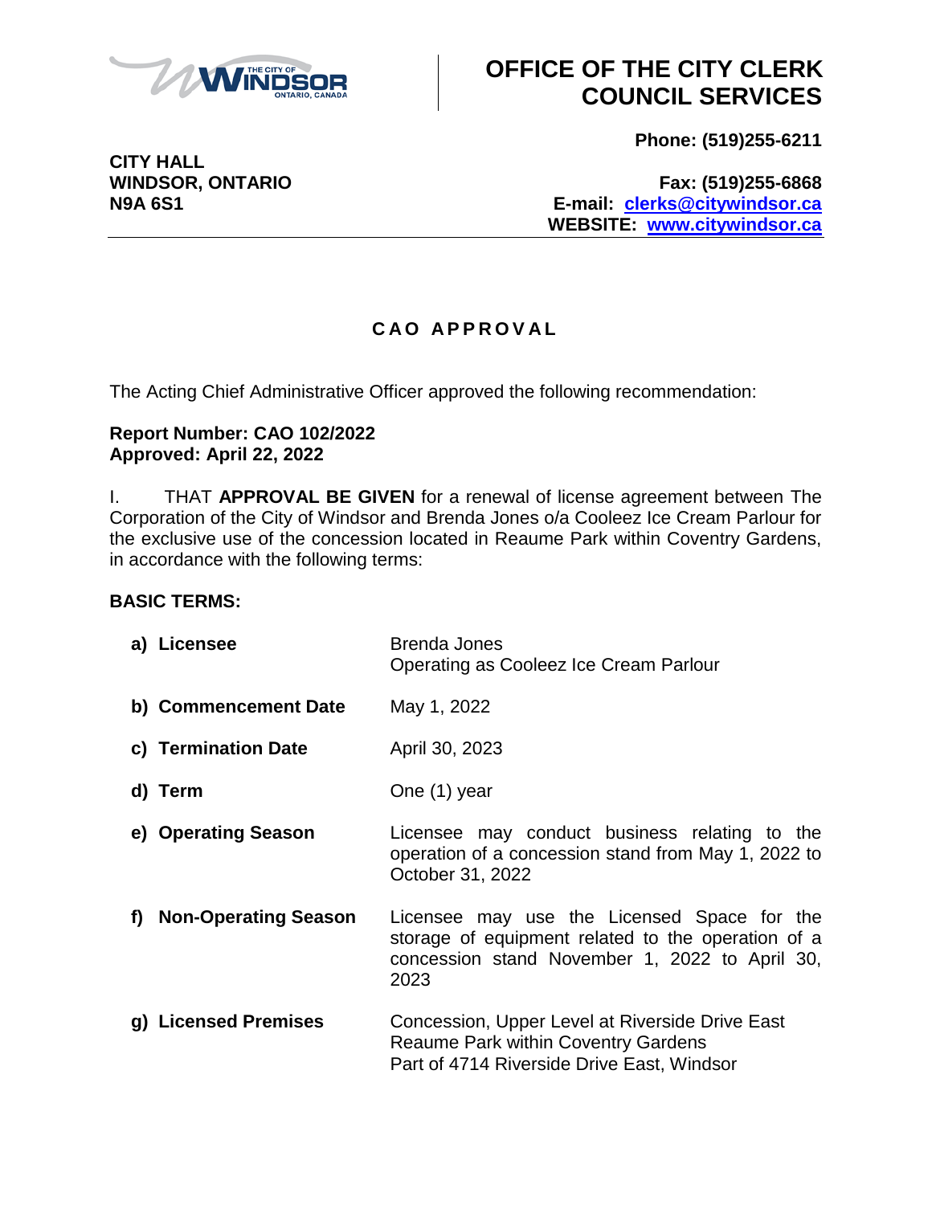# OFFICE OF THE CITY CLERK COUNCIL SERVICES

**CITY HALL**
**WINDSOR, ONTARIO**
**N9A 6S1**

**Phone: (519)255-6211**

**Fax: (519)255-6868**
**E-mail: clerks@citywindsor.ca**
**WEBSITE: www.citywindsor.ca**

---

## C A O  A P P R O V A L

The Acting Chief Administrative Officer approved the following recommendation:

**Report Number: CAO 102/2022**
**Approved: April 22, 2022**

I. THAT **APPROVAL BE GIVEN** for a renewal of license agreement between The Corporation of the City of Windsor and Brenda Jones o/a Cooleez Ice Cream Parlour for the exclusive use of the concession located in Reaume Park within Coventry Gardens, in accordance with the following terms:

**BASIC TERMS:**

| | |
|---|---|
| **a) Licensee** | Brenda Jones<br>Operating as Cooleez Ice Cream Parlour |
| **b) Commencement Date** | May 1, 2022 |
| **c) Termination Date** | April 30, 2023 |
| **d) Term** | One (1) year |
| **e) Operating Season** | Licensee may conduct business relating to the operation of a concession stand from May 1, 2022 to October 31, 2022 |
| **f) Non-Operating Season** | Licensee may use the Licensed Space for the storage of equipment related to the operation of a concession stand November 1, 2022 to April 30, 2023 |
| **g) Licensed Premises** | Concession, Upper Level at Riverside Drive East<br>Reaume Park within Coventry Gardens<br>Part of 4714 Riverside Drive East, Windsor |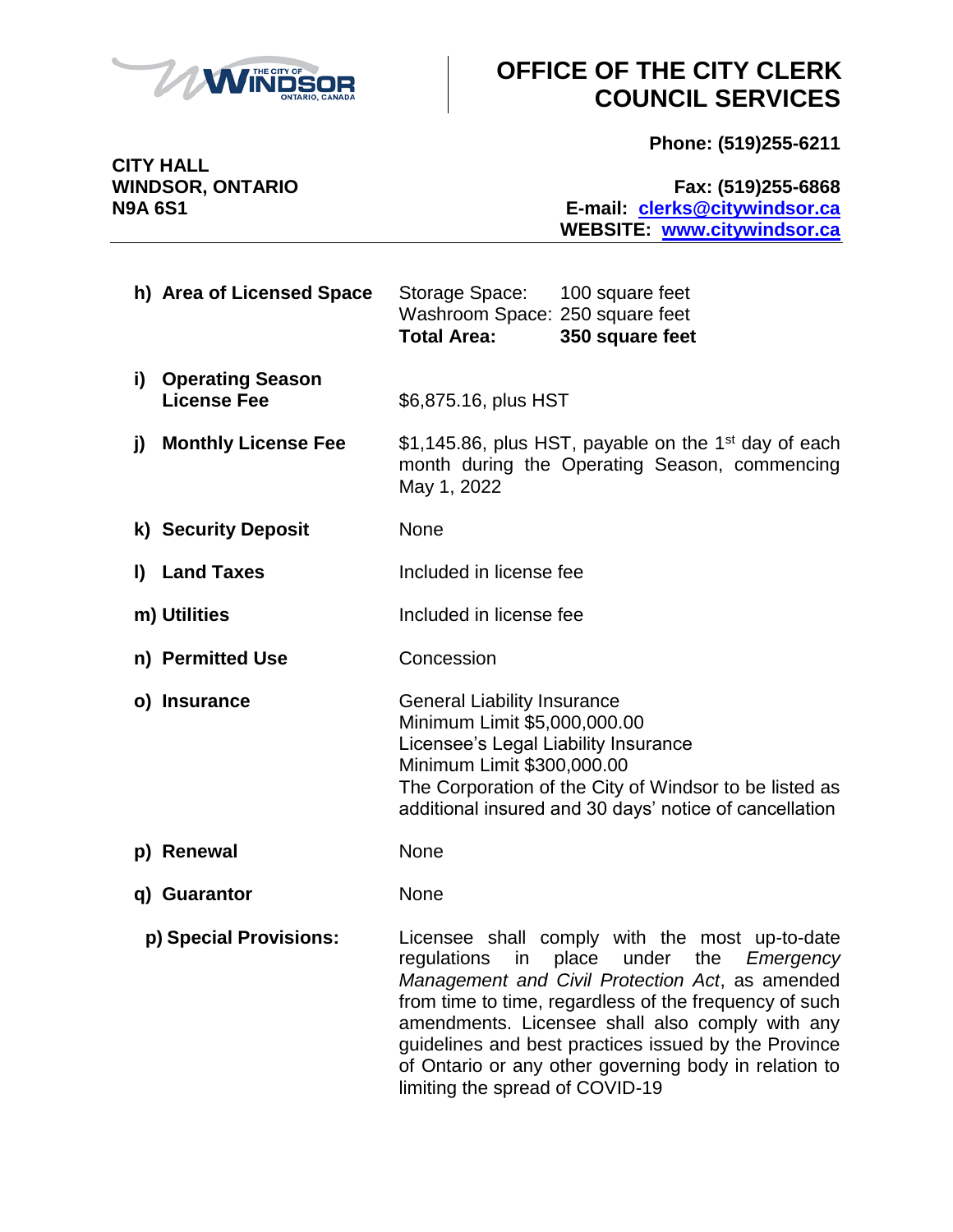| | |
|---|---|
| **h) Area of Licensed Space** | Storage Space: 100 square feet<br>Washroom Space: 250 square feet<br>**Total Area: 350 square feet** |
| **i) Operating Season License Fee** | $6,875.16, plus HST |
| **j) Monthly License Fee** | $1,145.86, plus HST, payable on the 1st day of each month during the Operating Season, commencing May 1, 2022 |
| **k) Security Deposit** | None |
| **l) Land Taxes** | Included in license fee |
| **m) Utilities** | Included in license fee |
| **n) Permitted Use** | Concession |
| **o) Insurance** | General Liability Insurance<br>Minimum Limit $5,000,000.00<br>Licensee's Legal Liability Insurance<br>Minimum Limit $300,000.00<br>The Corporation of the City of Windsor to be listed as additional insured and 30 days' notice of cancellation |
| **p) Renewal** | None |
| **q) Guarantor** | None |
| **p) Special Provisions:** | Licensee shall comply with the most up-to-date regulations in place under the *Emergency Management and Civil Protection Act*, as amended from time to time, regardless of the frequency of such amendments. Licensee shall also comply with any guidelines and best practices issued by the Province of Ontario or any other governing body in relation to limiting the spread of COVID-19 |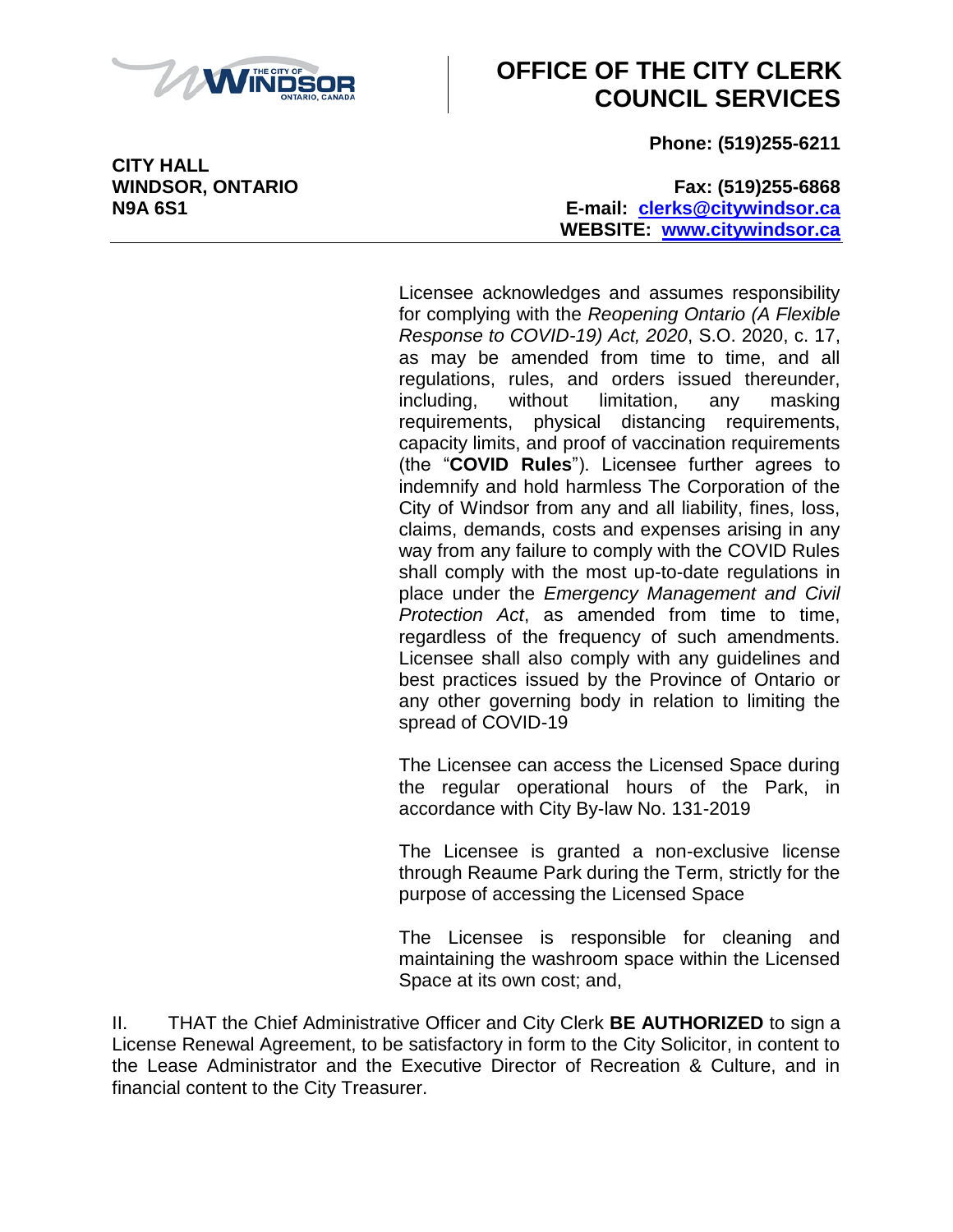Licensee acknowledges and assumes responsibility for complying with the *Reopening Ontario (A Flexible Response to COVID-19) Act, 2020*, S.O. 2020, c. 17, as may be amended from time to time, and all regulations, rules, and orders issued thereunder, including, without limitation, any masking requirements, physical distancing requirements, capacity limits, and proof of vaccination requirements (the "**COVID Rules**"). Licensee further agrees to indemnify and hold harmless The Corporation of the City of Windsor from any and all liability, fines, loss, claims, demands, costs and expenses arising in any way from any failure to comply with the COVID Rules shall comply with the most up-to-date regulations in place under the *Emergency Management and Civil Protection Act*, as amended from time to time, regardless of the frequency of such amendments. Licensee shall also comply with any guidelines and best practices issued by the Province of Ontario or any other governing body in relation to limiting the spread of COVID-19

The Licensee can access the Licensed Space during the regular operational hours of the Park, in accordance with City By-law No. 131-2019

The Licensee is granted a non-exclusive license through Reaume Park during the Term, strictly for the purpose of accessing the Licensed Space

The Licensee is responsible for cleaning and maintaining the washroom space within the Licensed Space at its own cost; and,

II. THAT the Chief Administrative Officer and City Clerk **BE AUTHORIZED** to sign a License Renewal Agreement, to be satisfactory in form to the City Solicitor, in content to the Lease Administrator and the Executive Director of Recreation & Culture, and in financial content to the City Treasurer.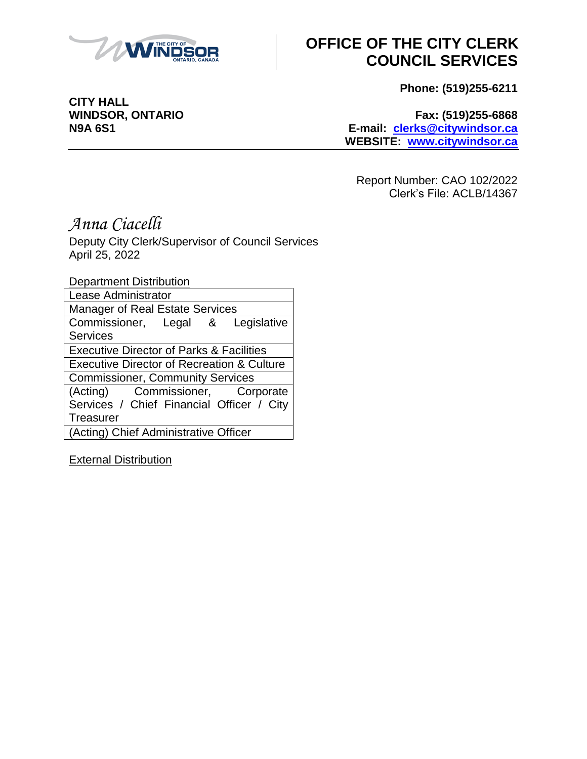# OFFICE OF THE CITY CLERK COUNCIL SERVICES

**CITY HALL**
**WINDSOR, ONTARIO**
**N9A 6S1**

**Phone: (519)255-6211**

**Fax: (519)255-6868**
**E-mail: clerks@citywindsor.ca**
**WEBSITE: www.citywindsor.ca**

Report Number: CAO 102/2022
Clerk's File: ACLB/14367

*Anna Ciacelli*
Deputy City Clerk/Supervisor of Council Services
April 25, 2022

Department Distribution

| |
|---|
| Lease Administrator |
| Manager of Real Estate Services |
| Commissioner, Legal & Legislative Services |
| Executive Director of Parks & Facilities |
| Executive Director of Recreation & Culture |
| Commissioner, Community Services |
| (Acting) Commissioner, Corporate Services / Chief Financial Officer / City Treasurer |
| (Acting) Chief Administrative Officer |

External Distribution